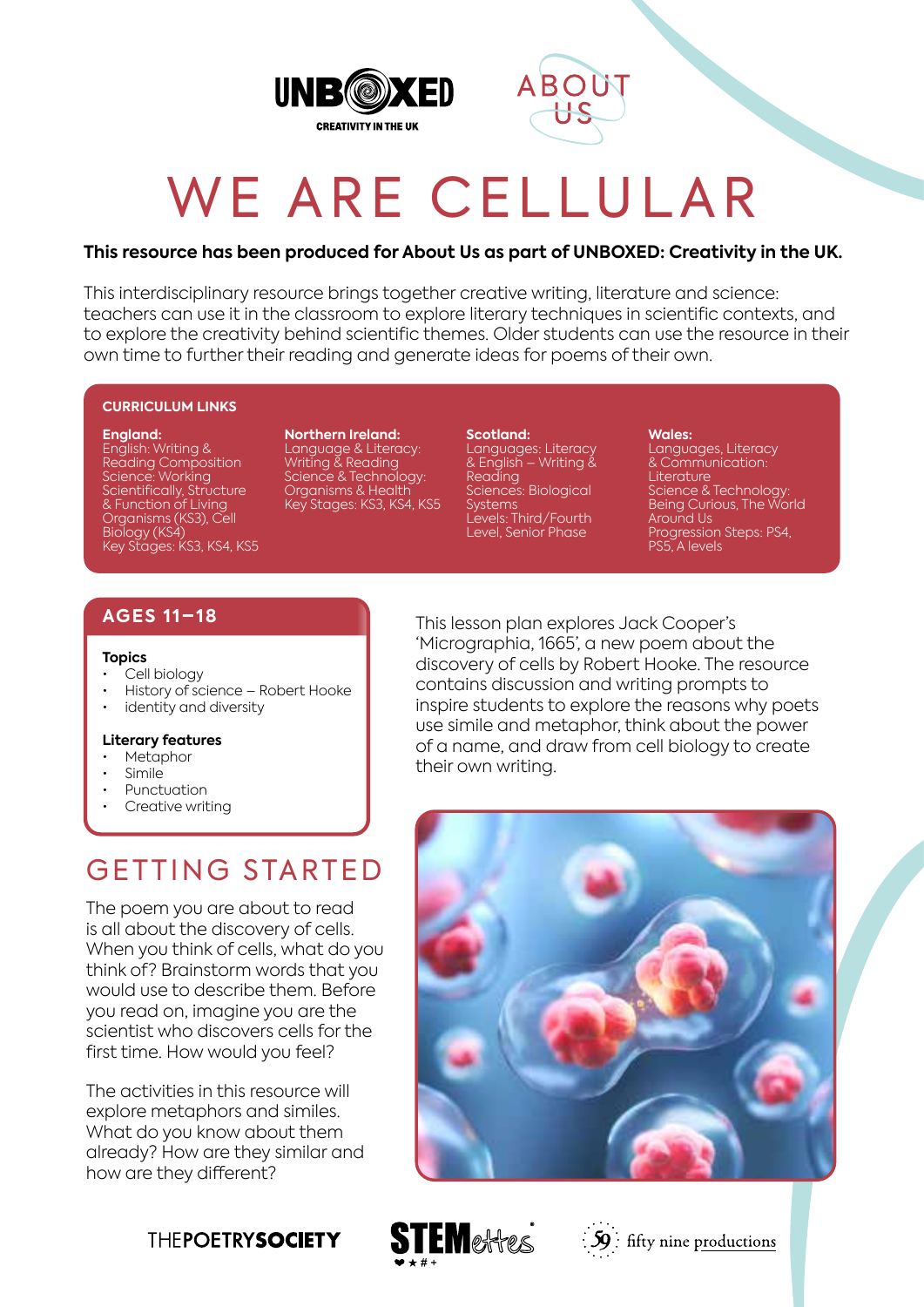UNBOXED CREATIVITY IN THE UK

ABOUT US

# WE ARE CELLULAR

**This resource has been produced for About Us as part of UNBOXED: Creativity in the UK.**

This interdisciplinary resource brings together creative writing, literature and science: teachers can use it in the classroom to explore literary techniques in scientific contexts, and to explore the creativity behind scientific themes. Older students can use the resource in their own time to further their reading and generate ideas for poems of their own.

## CURRICULUM LINKS

**England:**
English: Writing & Reading Composition
Science: Working Scientifically, Structure & Function of Living Organisms (KS3), Cell Biology (KS4)
Key Stages: KS3, KS4, KS5

**Northern Ireland:**
Language & Literacy: Writing & Reading
Science & Technology: Organisms & Health
Key Stages: KS3, KS4, KS5

**Scotland:**
Languages: Literacy & English – Writing & Reading
Sciences: Biological Systems
Levels: Third/Fourth Level, Senior Phase

**Wales:**
Languages, Literacy & Communication: Literature
Science & Technology: Being Curious, The World Around Us
Progression Steps: PS4, PS5, A levels

## AGES 11–18

**Topics**
- Cell biology
- History of science – Robert Hooke
- identity and diversity

**Literary features**
- Metaphor
- Simile
- Punctuation
- Creative writing

This lesson plan explores Jack Cooper's 'Micrographia, 1665', a new poem about the discovery of cells by Robert Hooke. The resource contains discussion and writing prompts to inspire students to explore the reasons why poets use simile and metaphor, think about the power of a name, and draw from cell biology to create their own writing.

## GETTING STARTED

The poem you are about to read is all about the discovery of cells. When you think of cells, what do you think of? Brainstorm words that you would use to describe them. Before you read on, imagine you are the scientist who discovers cells for the first time. How would you feel?

The activities in this resource will explore metaphors and similes. What do you know about them already? How are they similar and how are they different?

THEPOETRYSOCIETY STEMettes fifty nine productions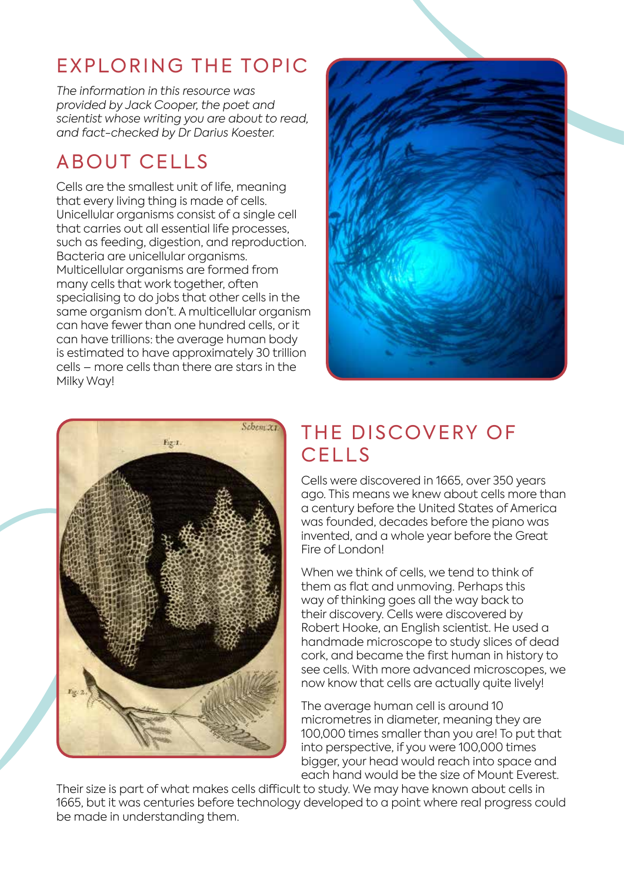## EXPLORING THE TOPIC

*The information in this resource was provided by Jack Cooper, the poet and scientist whose writing you are about to read, and fact-checked by Dr Darius Koester.*

## ABOUT CELLS

Cells are the smallest unit of life, meaning that every living thing is made of cells. Unicellular organisms consist of a single cell that carries out all essential life processes, such as feeding, digestion, and reproduction. Bacteria are unicellular organisms. Multicellular organisms are formed from many cells that work together, often specialising to do jobs that other cells in the same organism don't. A multicellular organism can have fewer than one hundred cells, or it can have trillions: the average human body is estimated to have approximately 30 trillion cells – more cells than there are stars in the Milky Way!

## THE DISCOVERY OF CELLS

Cells were discovered in 1665, over 350 years ago. This means we knew about cells more than a century before the United States of America was founded, decades before the piano was invented, and a whole year before the Great Fire of London!

When we think of cells, we tend to think of them as flat and unmoving. Perhaps this way of thinking goes all the way back to their discovery. Cells were discovered by Robert Hooke, an English scientist. He used a handmade microscope to study slices of dead cork, and became the first human in history to see cells. With more advanced microscopes, we now know that cells are actually quite lively!

The average human cell is around 10 micrometres in diameter, meaning they are 100,000 times smaller than you are! To put that into perspective, if you were 100,000 times bigger, your head would reach into space and each hand would be the size of Mount Everest. Their size is part of what makes cells difficult to study. We may have known about cells in 1665, but it was centuries before technology developed to a point where real progress could be made in understanding them.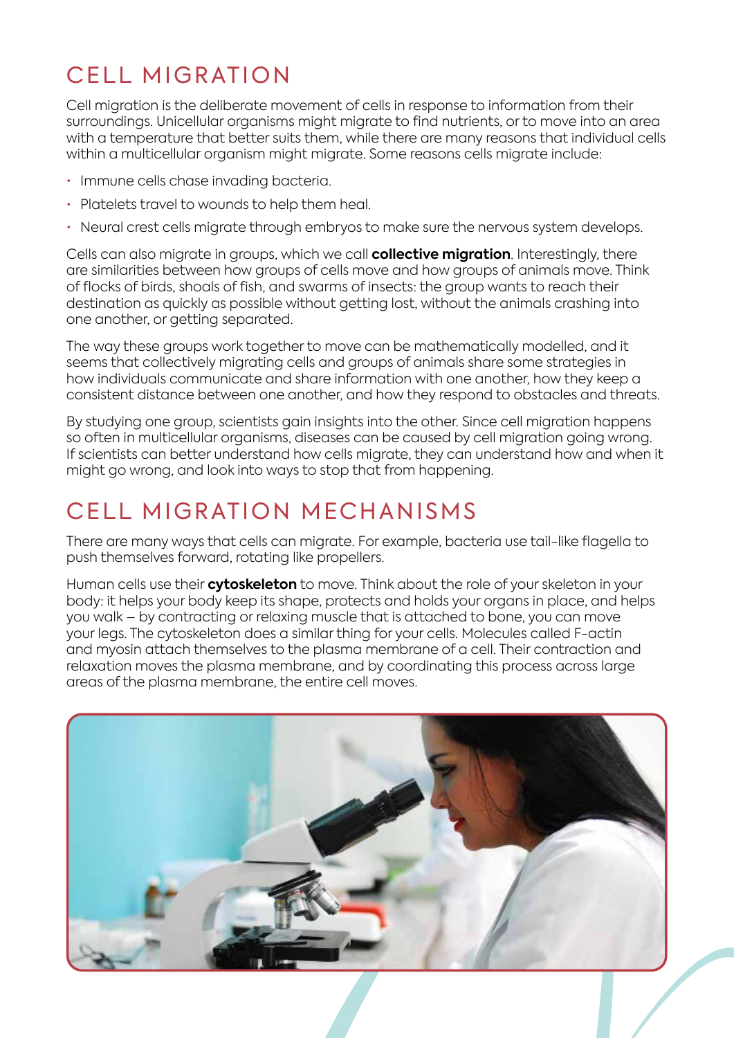## CELL MIGRATION

Cell migration is the deliberate movement of cells in response to information from their surroundings. Unicellular organisms might migrate to find nutrients, or to move into an area with a temperature that better suits them, while there are many reasons that individual cells within a multicellular organism might migrate. Some reasons cells migrate include:

- Immune cells chase invading bacteria.
- Platelets travel to wounds to help them heal.
- Neural crest cells migrate through embryos to make sure the nervous system develops.

Cells can also migrate in groups, which we call **collective migration**. Interestingly, there are similarities between how groups of cells move and how groups of animals move. Think of flocks of birds, shoals of fish, and swarms of insects: the group wants to reach their destination as quickly as possible without getting lost, without the animals crashing into one another, or getting separated.

The way these groups work together to move can be mathematically modelled, and it seems that collectively migrating cells and groups of animals share some strategies in how individuals communicate and share information with one another, how they keep a consistent distance between one another, and how they respond to obstacles and threats.

By studying one group, scientists gain insights into the other. Since cell migration happens so often in multicellular organisms, diseases can be caused by cell migration going wrong. If scientists can better understand how cells migrate, they can understand how and when it might go wrong, and look into ways to stop that from happening.

## CELL MIGRATION MECHANISMS

There are many ways that cells can migrate. For example, bacteria use tail-like flagella to push themselves forward, rotating like propellers.

Human cells use their **cytoskeleton** to move. Think about the role of your skeleton in your body: it helps your body keep its shape, protects and holds your organs in place, and helps you walk – by contracting or relaxing muscle that is attached to bone, you can move your legs. The cytoskeleton does a similar thing for your cells. Molecules called F-actin and myosin attach themselves to the plasma membrane of a cell. Their contraction and relaxation moves the plasma membrane, and by coordinating this process across large areas of the plasma membrane, the entire cell moves.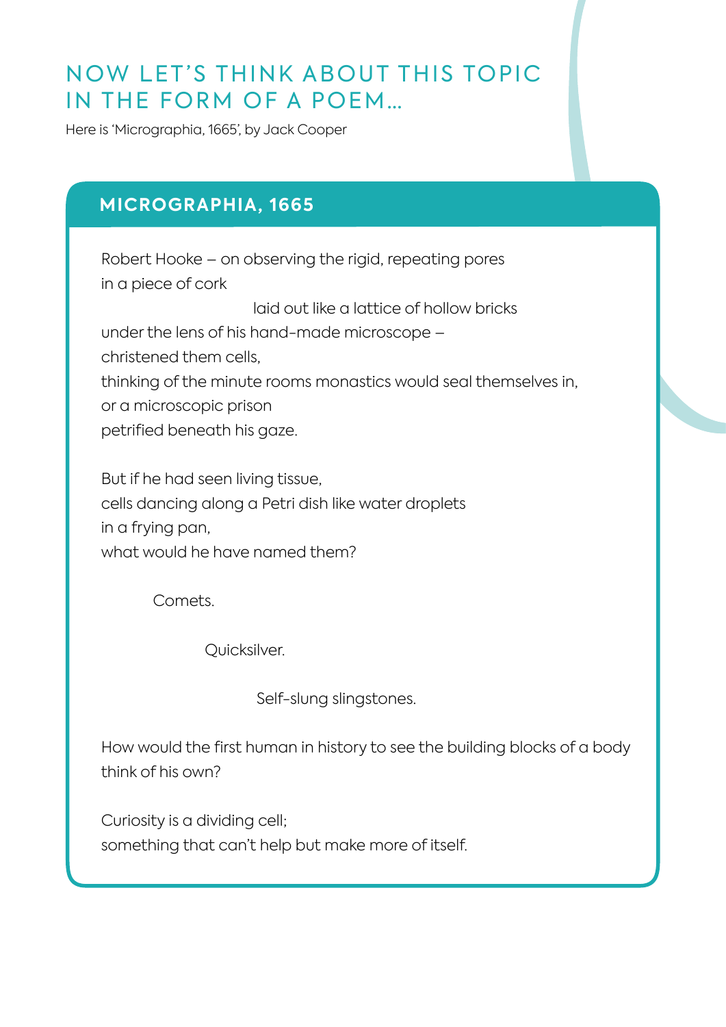# NOW LET'S THINK ABOUT THIS TOPIC IN THE FORM OF A POEM…

Here is 'Micrographia, 1665', by Jack Cooper

## MICROGRAPHIA, 1665

Robert Hooke – on observing the rigid, repeating pores
in a piece of cork
laid out like a lattice of hollow bricks
under the lens of his hand-made microscope –
christened them cells,
thinking of the minute rooms monastics would seal themselves in,
or a microscopic prison
petrified beneath his gaze.

But if he had seen living tissue,
cells dancing along a Petri dish like water droplets
in a frying pan,
what would he have named them?

Comets.

Quicksilver.

Self-slung slingstones.

How would the first human in history to see the building blocks of a body
think of his own?

Curiosity is a dividing cell;
something that can't help but make more of itself.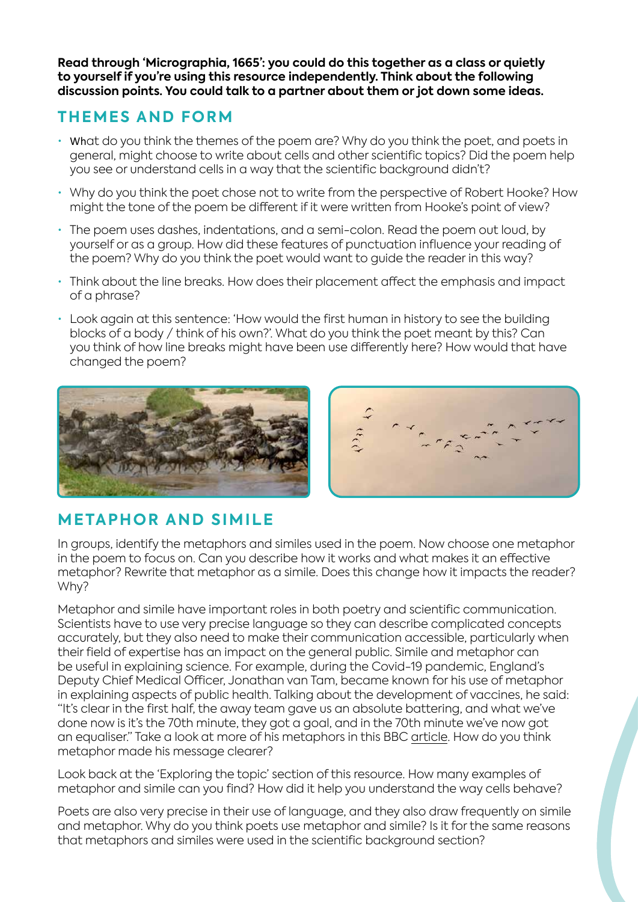**Read through 'Micrographia, 1665': you could do this together as a class or quietly to yourself if you're using this resource independently. Think about the following discussion points. You could talk to a partner about them or jot down some ideas.**

## THEMES AND FORM

- What do you think the themes of the poem are? Why do you think the poet, and poets in general, might choose to write about cells and other scientific topics? Did the poem help you see or understand cells in a way that the scientific background didn't?
- Why do you think the poet chose not to write from the perspective of Robert Hooke? How might the tone of the poem be different if it were written from Hooke's point of view?
- The poem uses dashes, indentations, and a semi-colon. Read the poem out loud, by yourself or as a group. How did these features of punctuation influence your reading of the poem? Why do you think the poet would want to guide the reader in this way?
- Think about the line breaks. How does their placement affect the emphasis and impact of a phrase?
- Look again at this sentence: 'How would the first human in history to see the building blocks of a body / think of his own?'. What do you think the poet meant by this? Can you think of how line breaks might have been use differently here? How would that have changed the poem?

## METAPHOR AND SIMILE

In groups, identify the metaphors and similes used in the poem. Now choose one metaphor in the poem to focus on. Can you describe how it works and what makes it an effective metaphor? Rewrite that metaphor as a simile. Does this change how it impacts the reader? Why?

Metaphor and simile have important roles in both poetry and scientific communication. Scientists have to use very precise language so they can describe complicated concepts accurately, but they also need to make their communication accessible, particularly when their field of expertise has an impact on the general public. Simile and metaphor can be useful in explaining science. For example, during the Covid-19 pandemic, England's Deputy Chief Medical Officer, Jonathan van Tam, became known for his use of metaphor in explaining aspects of public health. Talking about the development of vaccines, he said: "It's clear in the first half, the away team gave us an absolute battering, and what we've done now is it's the 70th minute, they got a goal, and in the 70th minute we've now got an equaliser." Take a look at more of his metaphors in this BBC article. How do you think metaphor made his message clearer?

Look back at the 'Exploring the topic' section of this resource. How many examples of metaphor and simile can you find? How did it help you understand the way cells behave?

Poets are also very precise in their use of language, and they also draw frequently on simile and metaphor. Why do you think poets use metaphor and simile? Is it for the same reasons that metaphors and similes were used in the scientific background section?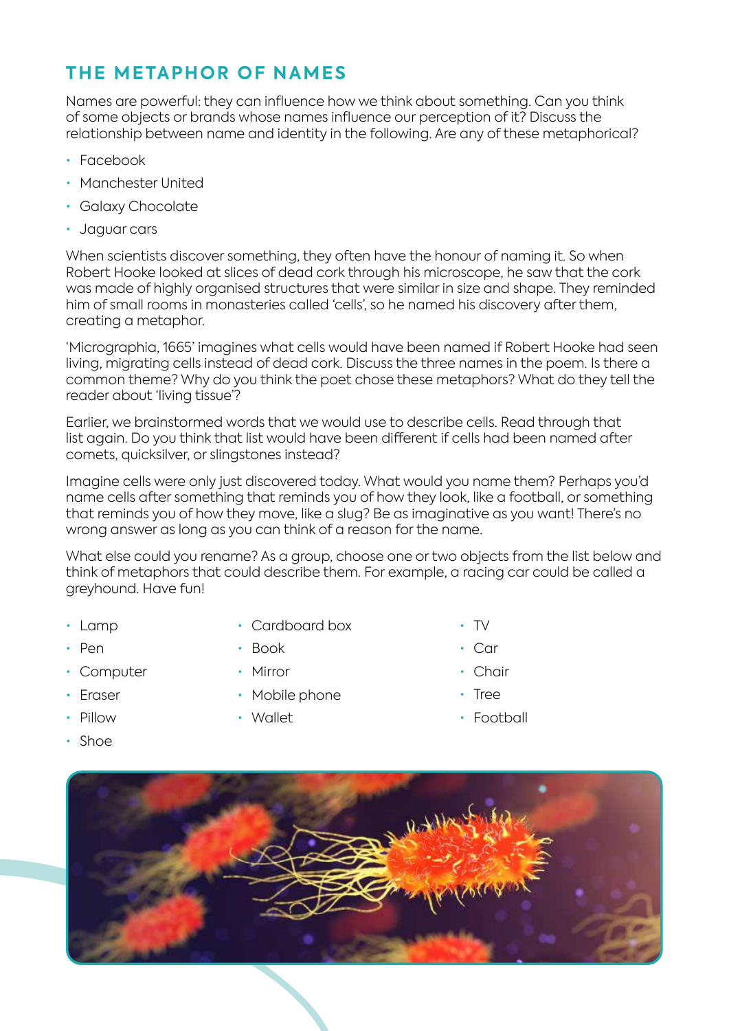## THE METAPHOR OF NAMES

Names are powerful: they can influence how we think about something. Can you think of some objects or brands whose names influence our perception of it? Discuss the relationship between name and identity in the following. Are any of these metaphorical?

- Facebook
- Manchester United
- Galaxy Chocolate
- Jaguar cars

When scientists discover something, they often have the honour of naming it. So when Robert Hooke looked at slices of dead cork through his microscope, he saw that the cork was made of highly organised structures that were similar in size and shape. They reminded him of small rooms in monasteries called 'cells', so he named his discovery after them, creating a metaphor.

'Micrographia, 1665' imagines what cells would have been named if Robert Hooke had seen living, migrating cells instead of dead cork. Discuss the three names in the poem. Is there a common theme? Why do you think the poet chose these metaphors? What do they tell the reader about 'living tissue'?

Earlier, we brainstormed words that we would use to describe cells. Read through that list again. Do you think that list would have been different if cells had been named after comets, quicksilver, or slingstones instead?

Imagine cells were only just discovered today. What would you name them? Perhaps you'd name cells after something that reminds you of how they look, like a football, or something that reminds you of how they move, like a slug? Be as imaginative as you want! There's no wrong answer as long as you can think of a reason for the name.

What else could you rename? As a group, choose one or two objects from the list below and think of metaphors that could describe them. For example, a racing car could be called a greyhound. Have fun!

- Lamp
- Pen
- Computer
- Eraser
- Pillow
- Shoe
- Cardboard box
- Book
- Mirror
- Mobile phone
- Wallet
- TV
- Car
- Chair
- Tree
- Football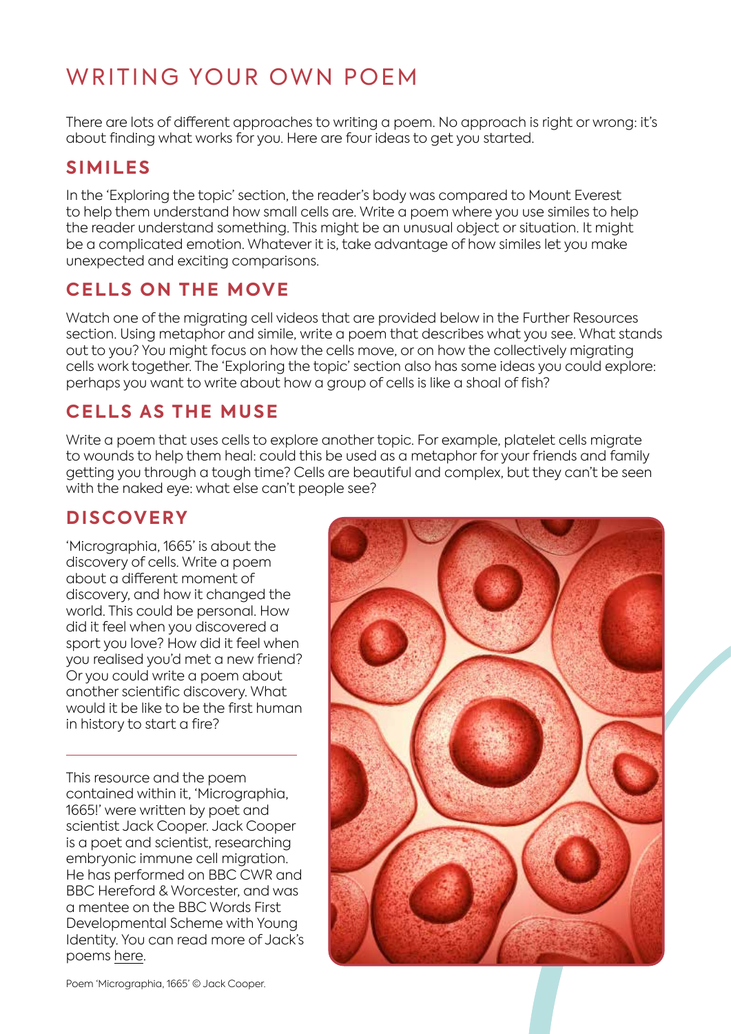# WRITING YOUR OWN POEM

There are lots of different approaches to writing a poem. No approach is right or wrong: it's about finding what works for you. Here are four ideas to get you started.

## SIMILES

In the 'Exploring the topic' section, the reader's body was compared to Mount Everest to help them understand how small cells are. Write a poem where you use similes to help the reader understand something. This might be an unusual object or situation. It might be a complicated emotion. Whatever it is, take advantage of how similes let you make unexpected and exciting comparisons.

## CELLS ON THE MOVE

Watch one of the migrating cell videos that are provided below in the Further Resources section. Using metaphor and simile, write a poem that describes what you see. What stands out to you? You might focus on how the cells move, or on how the collectively migrating cells work together. The 'Exploring the topic' section also has some ideas you could explore: perhaps you want to write about how a group of cells is like a shoal of fish?

## CELLS AS THE MUSE

Write a poem that uses cells to explore another topic. For example, platelet cells migrate to wounds to help them heal: could this be used as a metaphor for your friends and family getting you through a tough time? Cells are beautiful and complex, but they can't be seen with the naked eye: what else can't people see?

## DISCOVERY

'Micrographia, 1665' is about the discovery of cells. Write a poem about a different moment of discovery, and how it changed the world. This could be personal. How did it feel when you discovered a sport you love? How did it feel when you realised you'd met a new friend? Or you could write a poem about another scientific discovery. What would it be like to be the first human in history to start a fire?

---

This resource and the poem contained within it, 'Micrographia, 1665!' were written by poet and scientist Jack Cooper. Jack Cooper is a poet and scientist, researching embryonic immune cell migration. He has performed on BBC CWR and BBC Hereford & Worcester, and was a mentee on the BBC Words First Developmental Scheme with Young Identity. You can read more of Jack's poems here.

Poem 'Micrographia, 1665' © Jack Cooper.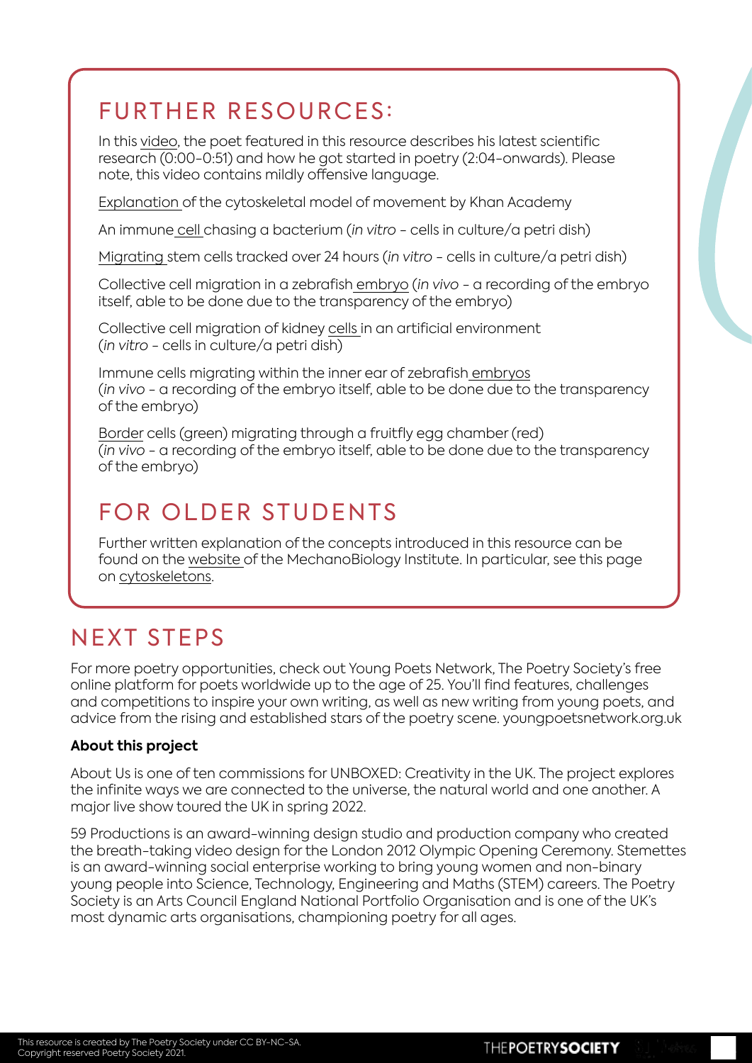## FURTHER RESOURCES:

In this video, the poet featured in this resource describes his latest scientific research (0:00-0:51) and how he got started in poetry (2:04-onwards). Please note, this video contains mildly offensive language.

Explanation of the cytoskeletal model of movement by Khan Academy

An immune cell chasing a bacterium (*in vitro* - cells in culture/a petri dish)

Migrating stem cells tracked over 24 hours (*in vitro* - cells in culture/a petri dish)

Collective cell migration in a zebrafish embryo (*in vivo* - a recording of the embryo itself, able to be done due to the transparency of the embryo)

Collective cell migration of kidney cells in an artificial environment (*in vitro* - cells in culture/a petri dish)

Immune cells migrating within the inner ear of zebrafish embryos (*in vivo* - a recording of the embryo itself, able to be done due to the transparency of the embryo)

Border cells (green) migrating through a fruitfly egg chamber (red) (*in vivo* - a recording of the embryo itself, able to be done due to the transparency of the embryo)

## FOR OLDER STUDENTS

Further written explanation of the concepts introduced in this resource can be found on the website of the MechanoBiology Institute. In particular, see this page on cytoskeletons.

## NEXT STEPS

For more poetry opportunities, check out Young Poets Network, The Poetry Society's free online platform for poets worldwide up to the age of 25. You'll find features, challenges and competitions to inspire your own writing, as well as new writing from young poets, and advice from the rising and established stars of the poetry scene. youngpoetsnetwork.org.uk

**About this project**

About Us is one of ten commissions for UNBOXED: Creativity in the UK. The project explores the infinite ways we are connected to the universe, the natural world and one another. A major live show toured the UK in spring 2022.

59 Productions is an award-winning design studio and production company who created the breath-taking video design for the London 2012 Olympic Opening Ceremony. Stemettes is an award-winning social enterprise working to bring young women and non-binary young people into Science, Technology, Engineering and Maths (STEM) careers. The Poetry Society is an Arts Council England National Portfolio Organisation and is one of the UK's most dynamic arts organisations, championing poetry for all ages.

This resource is created by The Poetry Society under CC BY-NC-SA. Copyright reserved Poetry Society 2021.